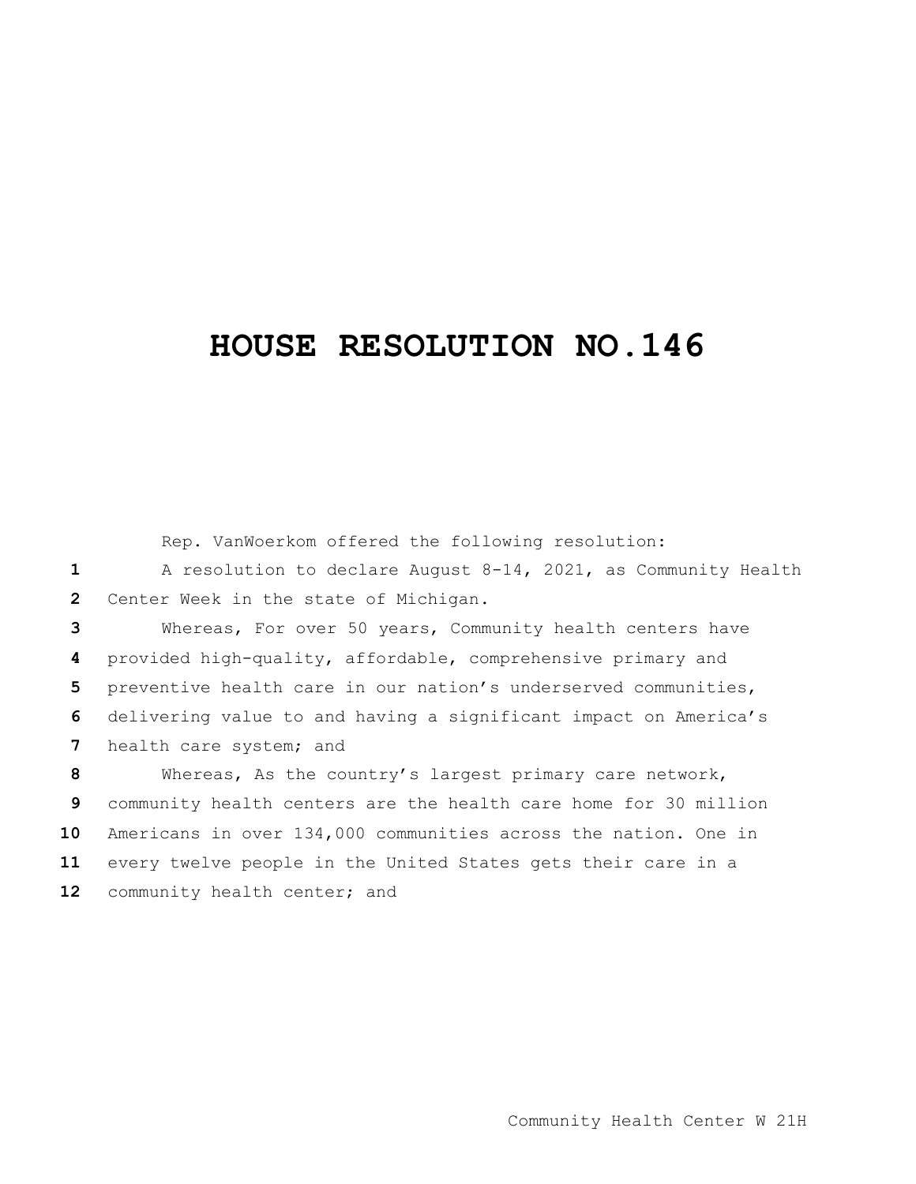# HOUSE RESOLUTION NO.146

Rep. VanWoerkom offered the following resolution:

A resolution to declare August 8-14, 2021, as Community Health Center Week in the state of Michigan.

Whereas, For over 50 years, Community health centers have provided high-quality, affordable, comprehensive primary and preventive health care in our nation's underserved communities, delivering value to and having a significant impact on America's health care system; and

Whereas, As the country's largest primary care network, community health centers are the health care home for 30 million Americans in over 134,000 communities across the nation. One in every twelve people in the United States gets their care in a community health center; and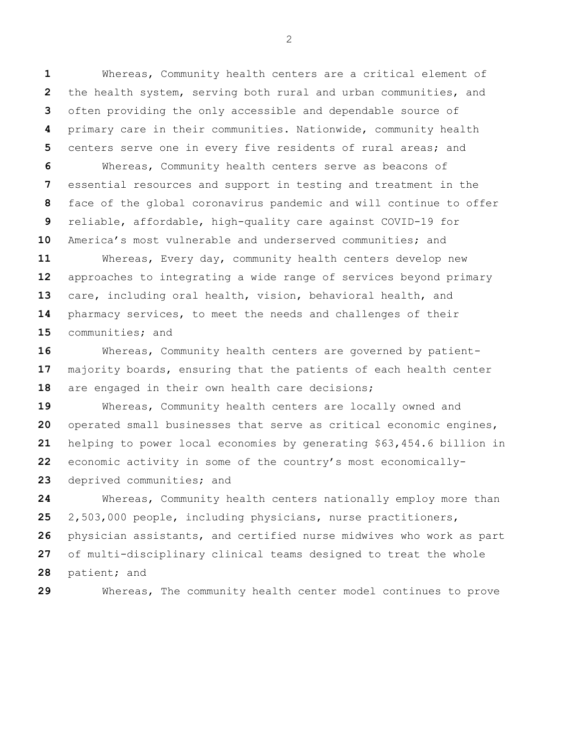Whereas, Community health centers are a critical element of the health system, serving both rural and urban communities, and often providing the only accessible and dependable source of primary care in their communities. Nationwide, community health centers serve one in every five residents of rural areas; and

Whereas, Community health centers serve as beacons of essential resources and support in testing and treatment in the face of the global coronavirus pandemic and will continue to offer reliable, affordable, high-quality care against COVID-19 for America's most vulnerable and underserved communities; and

Whereas, Every day, community health centers develop new approaches to integrating a wide range of services beyond primary care, including oral health, vision, behavioral health, and pharmacy services, to meet the needs and challenges of their communities; and

Whereas, Community health centers are governed by patient-majority boards, ensuring that the patients of each health center are engaged in their own health care decisions;

Whereas, Community health centers are locally owned and operated small businesses that serve as critical economic engines, helping to power local economies by generating $63,454.6 billion in economic activity in some of the country's most economically-deprived communities; and

Whereas, Community health centers nationally employ more than 2,503,000 people, including physicians, nurse practitioners, physician assistants, and certified nurse midwives who work as part of multi-disciplinary clinical teams designed to treat the whole patient; and

Whereas, The community health center model continues to prove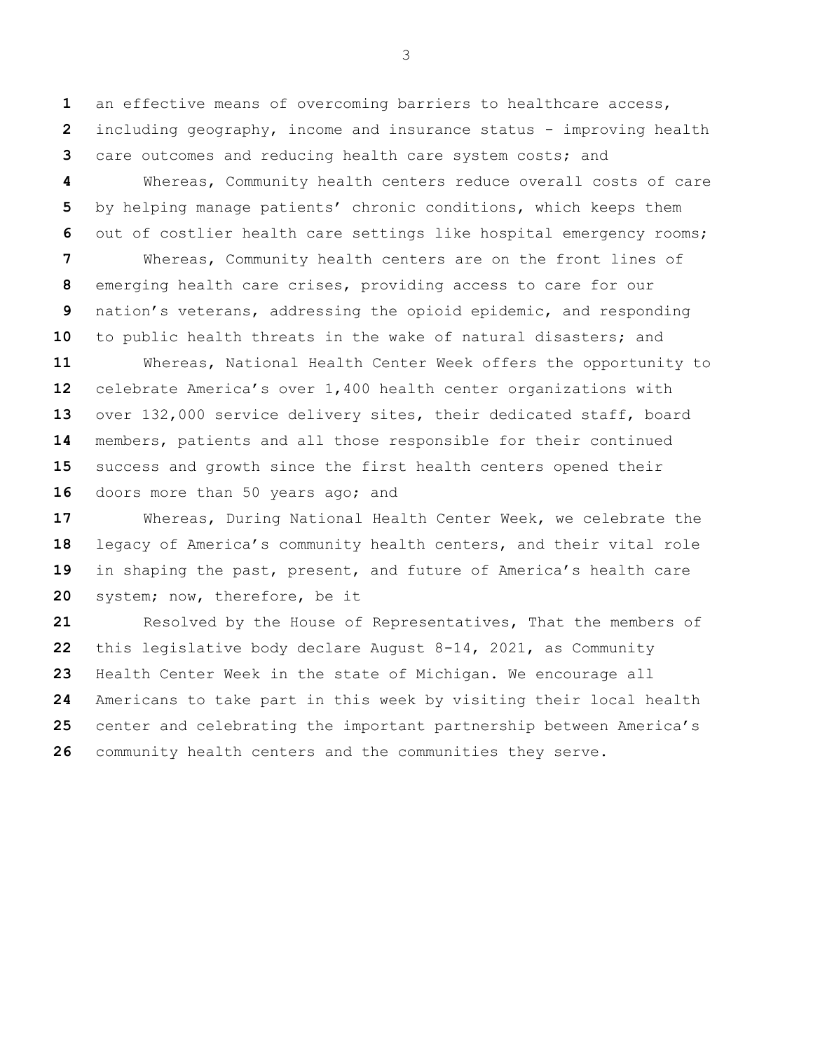an effective means of overcoming barriers to healthcare access, including geography, income and insurance status - improving health care outcomes and reducing health care system costs; and

Whereas, Community health centers reduce overall costs of care by helping manage patients' chronic conditions, which keeps them out of costlier health care settings like hospital emergency rooms;

Whereas, Community health centers are on the front lines of emerging health care crises, providing access to care for our nation's veterans, addressing the opioid epidemic, and responding to public health threats in the wake of natural disasters; and

Whereas, National Health Center Week offers the opportunity to celebrate America's over 1,400 health center organizations with over 132,000 service delivery sites, their dedicated staff, board members, patients and all those responsible for their continued success and growth since the first health centers opened their doors more than 50 years ago; and

Whereas, During National Health Center Week, we celebrate the legacy of America's community health centers, and their vital role in shaping the past, present, and future of America's health care system; now, therefore, be it

Resolved by the House of Representatives, That the members of this legislative body declare August 8-14, 2021, as Community Health Center Week in the state of Michigan. We encourage all Americans to take part in this week by visiting their local health center and celebrating the important partnership between America's community health centers and the communities they serve.